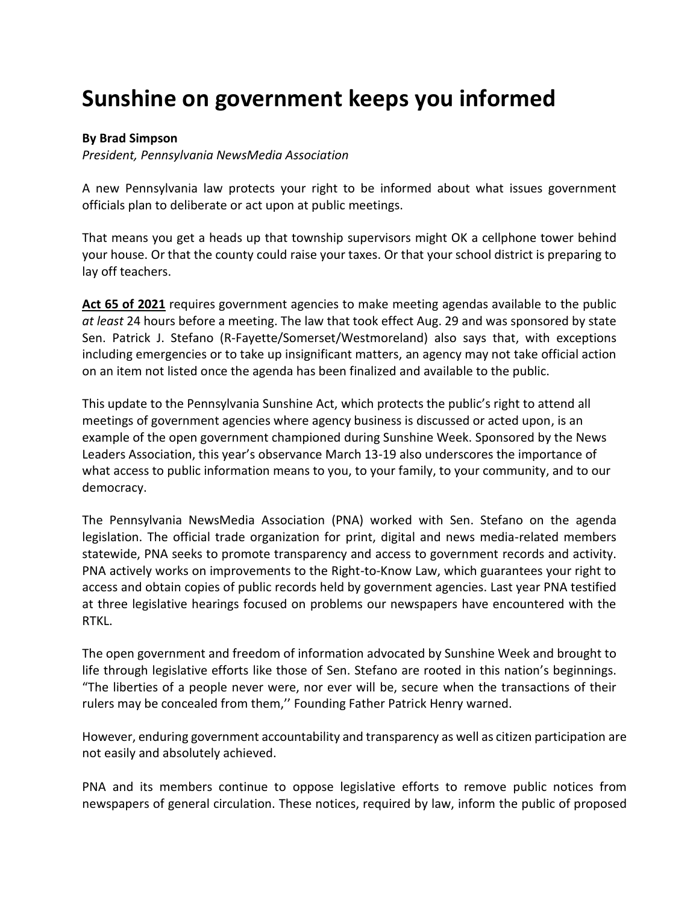# Sunshine on government keeps you informed

**By Brad Simpson**
*President, Pennsylvania NewsMedia Association*

A new Pennsylvania law protects your right to be informed about what issues government officials plan to deliberate or act upon at public meetings.

That means you get a heads up that township supervisors might OK a cellphone tower behind your house. Or that the county could raise your taxes. Or that your school district is preparing to lay off teachers.

**Act 65 of 2021** requires government agencies to make meeting agendas available to the public *at least* 24 hours before a meeting. The law that took effect Aug. 29 and was sponsored by state Sen. Patrick J. Stefano (R-Fayette/Somerset/Westmoreland) also says that, with exceptions including emergencies or to take up insignificant matters, an agency may not take official action on an item not listed once the agenda has been finalized and available to the public.

This update to the Pennsylvania Sunshine Act, which protects the public's right to attend all meetings of government agencies where agency business is discussed or acted upon, is an example of the open government championed during Sunshine Week. Sponsored by the News Leaders Association, this year's observance March 13-19 also underscores the importance of what access to public information means to you, to your family, to your community, and to our democracy.

The Pennsylvania NewsMedia Association (PNA) worked with Sen. Stefano on the agenda legislation. The official trade organization for print, digital and news media-related members statewide, PNA seeks to promote transparency and access to government records and activity. PNA actively works on improvements to the Right-to-Know Law, which guarantees your right to access and obtain copies of public records held by government agencies. Last year PNA testified at three legislative hearings focused on problems our newspapers have encountered with the RTKL.

The open government and freedom of information advocated by Sunshine Week and brought to life through legislative efforts like those of Sen. Stefano are rooted in this nation's beginnings. "The liberties of a people never were, nor ever will be, secure when the transactions of their rulers may be concealed from them,'' Founding Father Patrick Henry warned.

However, enduring government accountability and transparency as well as citizen participation are not easily and absolutely achieved.

PNA and its members continue to oppose legislative efforts to remove public notices from newspapers of general circulation. These notices, required by law, inform the public of proposed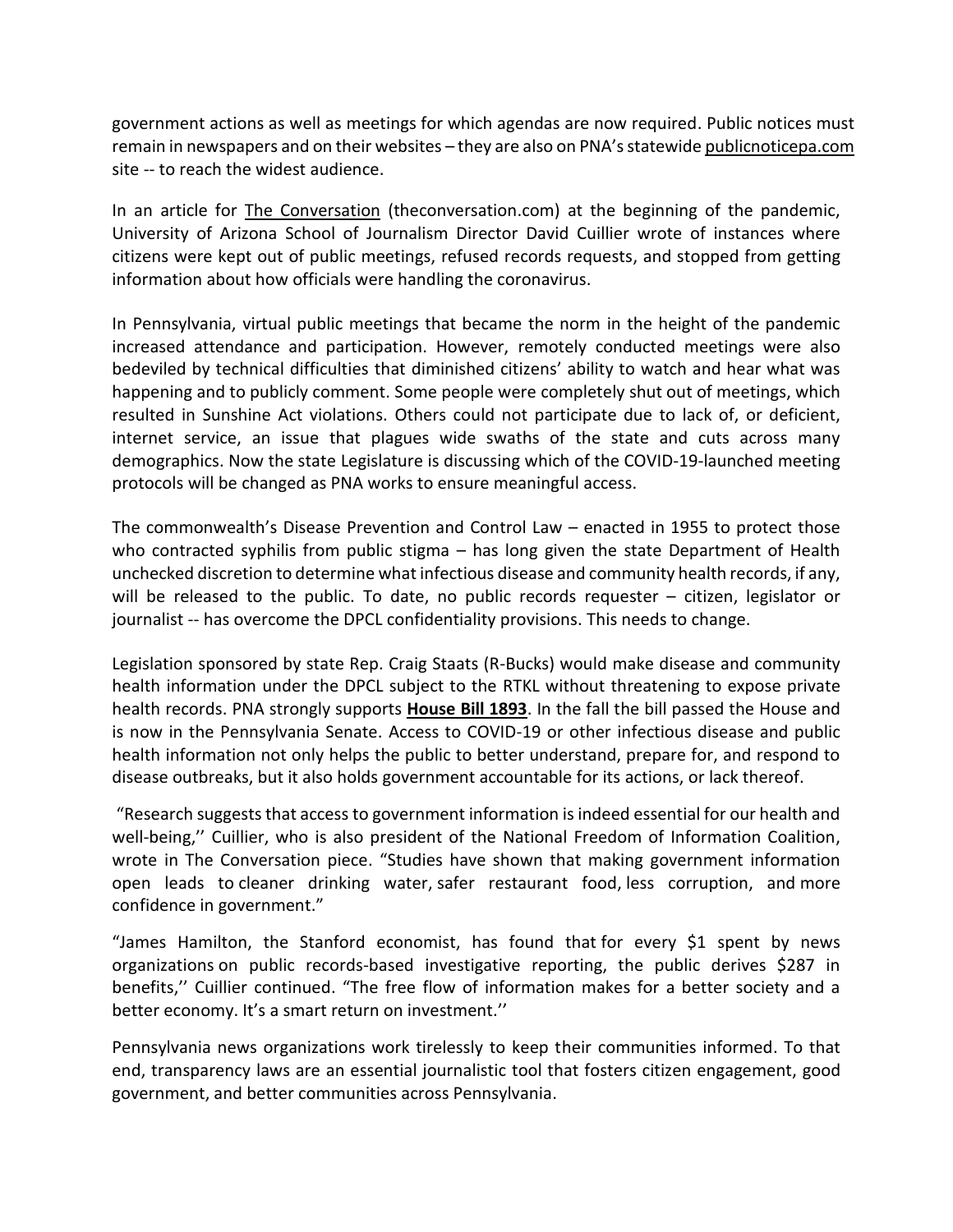government actions as well as meetings for which agendas are now required. Public notices must remain in newspapers and on their websites – they are also on PNA's statewide publicnoticepa.com site -- to reach the widest audience.

In an article for The Conversation (theconversation.com) at the beginning of the pandemic, University of Arizona School of Journalism Director David Cuillier wrote of instances where citizens were kept out of public meetings, refused records requests, and stopped from getting information about how officials were handling the coronavirus.

In Pennsylvania, virtual public meetings that became the norm in the height of the pandemic increased attendance and participation. However, remotely conducted meetings were also bedeviled by technical difficulties that diminished citizens' ability to watch and hear what was happening and to publicly comment. Some people were completely shut out of meetings, which resulted in Sunshine Act violations. Others could not participate due to lack of, or deficient, internet service, an issue that plagues wide swaths of the state and cuts across many demographics. Now the state Legislature is discussing which of the COVID-19-launched meeting protocols will be changed as PNA works to ensure meaningful access.

The commonwealth's Disease Prevention and Control Law – enacted in 1955 to protect those who contracted syphilis from public stigma – has long given the state Department of Health unchecked discretion to determine what infectious disease and community health records, if any, will be released to the public. To date, no public records requester – citizen, legislator or journalist -- has overcome the DPCL confidentiality provisions. This needs to change.

Legislation sponsored by state Rep. Craig Staats (R-Bucks) would make disease and community health information under the DPCL subject to the RTKL without threatening to expose private health records. PNA strongly supports **House Bill 1893**. In the fall the bill passed the House and is now in the Pennsylvania Senate. Access to COVID-19 or other infectious disease and public health information not only helps the public to better understand, prepare for, and respond to disease outbreaks, but it also holds government accountable for its actions, or lack thereof.

"Research suggests that access to government information is indeed essential for our health and well-being,'' Cuillier, who is also president of the National Freedom of Information Coalition, wrote in The Conversation piece. "Studies have shown that making government information open leads to cleaner drinking water, safer restaurant food, less corruption, and more confidence in government."

"James Hamilton, the Stanford economist, has found that for every $1 spent by news organizations on public records-based investigative reporting, the public derives $287 in benefits,'' Cuillier continued. "The free flow of information makes for a better society and a better economy. It's a smart return on investment.''

Pennsylvania news organizations work tirelessly to keep their communities informed. To that end, transparency laws are an essential journalistic tool that fosters citizen engagement, good government, and better communities across Pennsylvania.